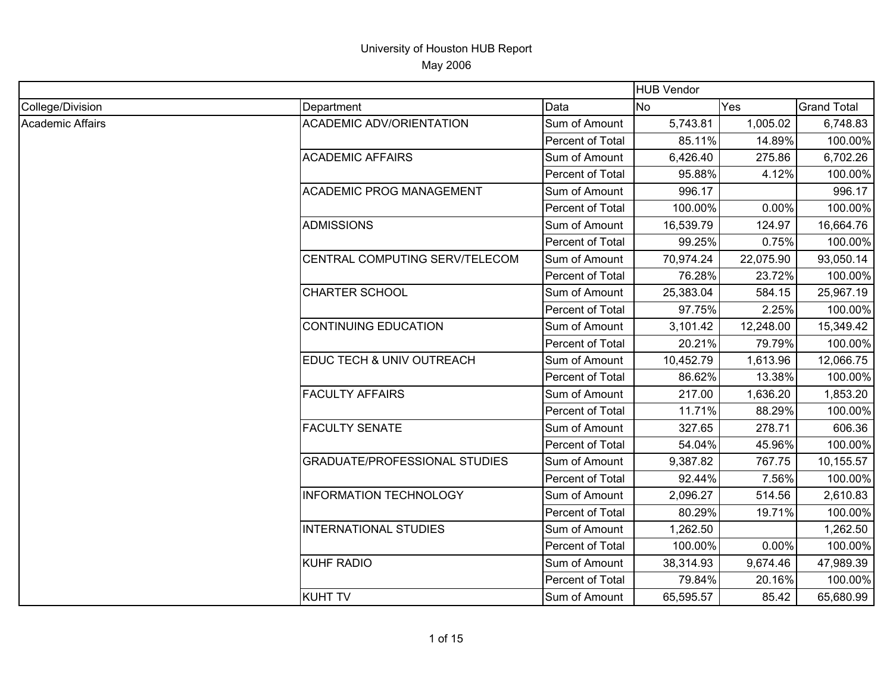# University of Houston HUB Report

May 2006

| | | | HUB Vendor | | |
|---|---|---|---|---|---|
| College/Division | Department | Data | No | Yes | Grand Total |
| Academic Affairs | ACADEMIC ADV/ORIENTATION | Sum of Amount | 5,743.81 | 1,005.02 | 6,748.83 |
| | | Percent of Total | 85.11% | 14.89% | 100.00% |
| | ACADEMIC AFFAIRS | Sum of Amount | 6,426.40 | 275.86 | 6,702.26 |
| | | Percent of Total | 95.88% | 4.12% | 100.00% |
| | ACADEMIC PROG MANAGEMENT | Sum of Amount | 996.17 | | 996.17 |
| | | Percent of Total | 100.00% | 0.00% | 100.00% |
| | ADMISSIONS | Sum of Amount | 16,539.79 | 124.97 | 16,664.76 |
| | | Percent of Total | 99.25% | 0.75% | 100.00% |
| | CENTRAL COMPUTING SERV/TELECOM | Sum of Amount | 70,974.24 | 22,075.90 | 93,050.14 |
| | | Percent of Total | 76.28% | 23.72% | 100.00% |
| | CHARTER SCHOOL | Sum of Amount | 25,383.04 | 584.15 | 25,967.19 |
| | | Percent of Total | 97.75% | 2.25% | 100.00% |
| | CONTINUING EDUCATION | Sum of Amount | 3,101.42 | 12,248.00 | 15,349.42 |
| | | Percent of Total | 20.21% | 79.79% | 100.00% |
| | EDUC TECH & UNIV OUTREACH | Sum of Amount | 10,452.79 | 1,613.96 | 12,066.75 |
| | | Percent of Total | 86.62% | 13.38% | 100.00% |
| | FACULTY AFFAIRS | Sum of Amount | 217.00 | 1,636.20 | 1,853.20 |
| | | Percent of Total | 11.71% | 88.29% | 100.00% |
| | FACULTY SENATE | Sum of Amount | 327.65 | 278.71 | 606.36 |
| | | Percent of Total | 54.04% | 45.96% | 100.00% |
| | GRADUATE/PROFESSIONAL STUDIES | Sum of Amount | 9,387.82 | 767.75 | 10,155.57 |
| | | Percent of Total | 92.44% | 7.56% | 100.00% |
| | INFORMATION TECHNOLOGY | Sum of Amount | 2,096.27 | 514.56 | 2,610.83 |
| | | Percent of Total | 80.29% | 19.71% | 100.00% |
| | INTERNATIONAL STUDIES | Sum of Amount | 1,262.50 | | 1,262.50 |
| | | Percent of Total | 100.00% | 0.00% | 100.00% |
| | KUHF RADIO | Sum of Amount | 38,314.93 | 9,674.46 | 47,989.39 |
| | | Percent of Total | 79.84% | 20.16% | 100.00% |
| | KUHT TV | Sum of Amount | 65,595.57 | 85.42 | 65,680.99 |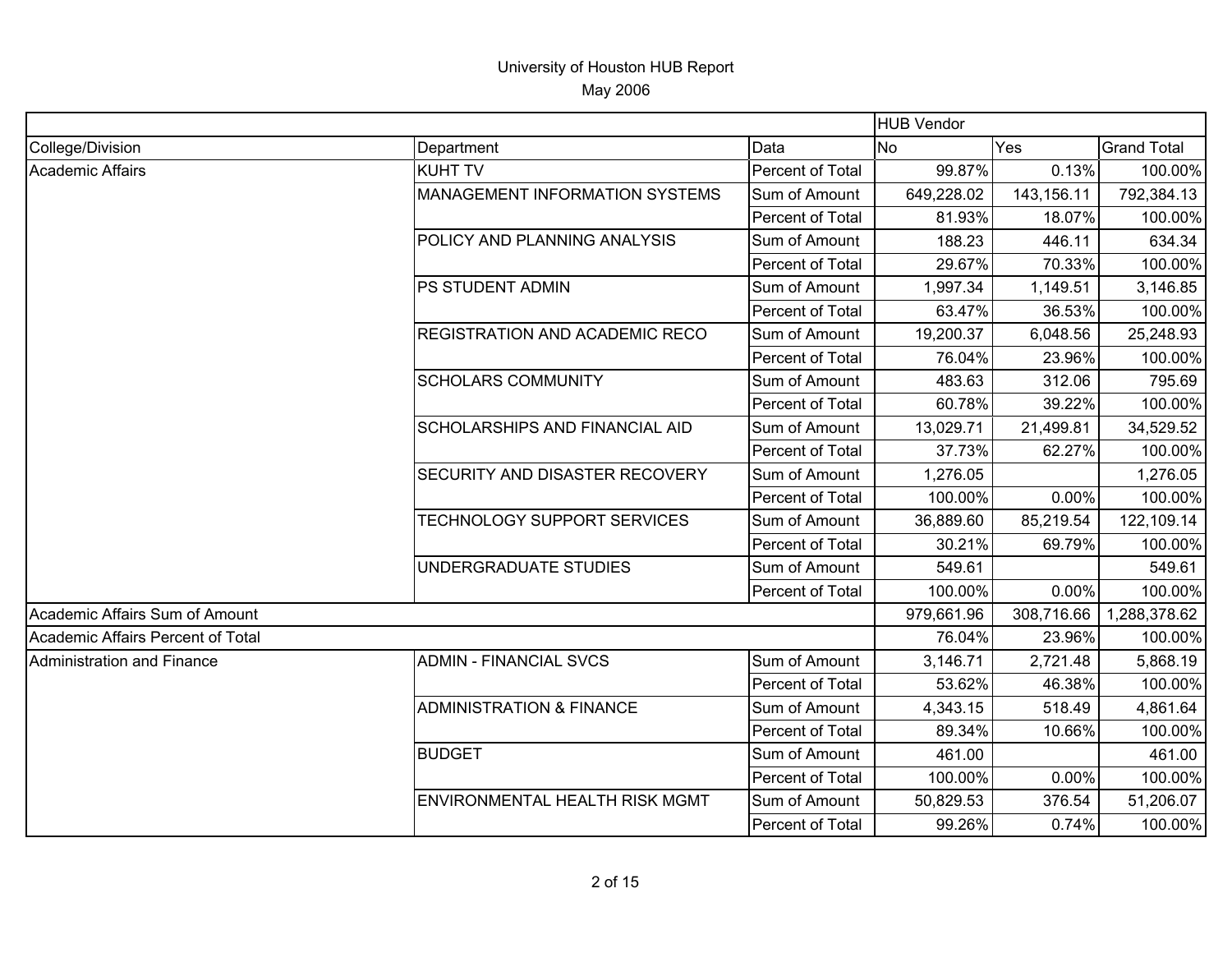University of Houston HUB Report

May 2006

| | | | HUB Vendor | | |
|---|---|---|---|---|---|
| College/Division | Department | Data | No | Yes | Grand Total |
| Academic Affairs | KUHT TV | Percent of Total | 99.87% | 0.13% | 100.00% |
| | MANAGEMENT INFORMATION SYSTEMS | Sum of Amount | 649,228.02 | 143,156.11 | 792,384.13 |
| | | Percent of Total | 81.93% | 18.07% | 100.00% |
| | POLICY AND PLANNING ANALYSIS | Sum of Amount | 188.23 | 446.11 | 634.34 |
| | | Percent of Total | 29.67% | 70.33% | 100.00% |
| | PS STUDENT ADMIN | Sum of Amount | 1,997.34 | 1,149.51 | 3,146.85 |
| | | Percent of Total | 63.47% | 36.53% | 100.00% |
| | REGISTRATION AND ACADEMIC RECO | Sum of Amount | 19,200.37 | 6,048.56 | 25,248.93 |
| | | Percent of Total | 76.04% | 23.96% | 100.00% |
| | SCHOLARS COMMUNITY | Sum of Amount | 483.63 | 312.06 | 795.69 |
| | | Percent of Total | 60.78% | 39.22% | 100.00% |
| | SCHOLARSHIPS AND FINANCIAL AID | Sum of Amount | 13,029.71 | 21,499.81 | 34,529.52 |
| | | Percent of Total | 37.73% | 62.27% | 100.00% |
| | SECURITY AND DISASTER RECOVERY | Sum of Amount | 1,276.05 | | 1,276.05 |
| | | Percent of Total | 100.00% | 0.00% | 100.00% |
| | TECHNOLOGY SUPPORT SERVICES | Sum of Amount | 36,889.60 | 85,219.54 | 122,109.14 |
| | | Percent of Total | 30.21% | 69.79% | 100.00% |
| | UNDERGRADUATE STUDIES | Sum of Amount | 549.61 | | 549.61 |
| | | Percent of Total | 100.00% | 0.00% | 100.00% |
| Academic Affairs Sum of Amount | | | 979,661.96 | 308,716.66 | 1,288,378.62 |
| Academic Affairs Percent of Total | | | 76.04% | 23.96% | 100.00% |
| Administration and Finance | ADMIN - FINANCIAL SVCS | Sum of Amount | 3,146.71 | 2,721.48 | 5,868.19 |
| | | Percent of Total | 53.62% | 46.38% | 100.00% |
| | ADMINISTRATION & FINANCE | Sum of Amount | 4,343.15 | 518.49 | 4,861.64 |
| | | Percent of Total | 89.34% | 10.66% | 100.00% |
| | BUDGET | Sum of Amount | 461.00 | | 461.00 |
| | | Percent of Total | 100.00% | 0.00% | 100.00% |
| | ENVIRONMENTAL HEALTH RISK MGMT | Sum of Amount | 50,829.53 | 376.54 | 51,206.07 |
| | | Percent of Total | 99.26% | 0.74% | 100.00% |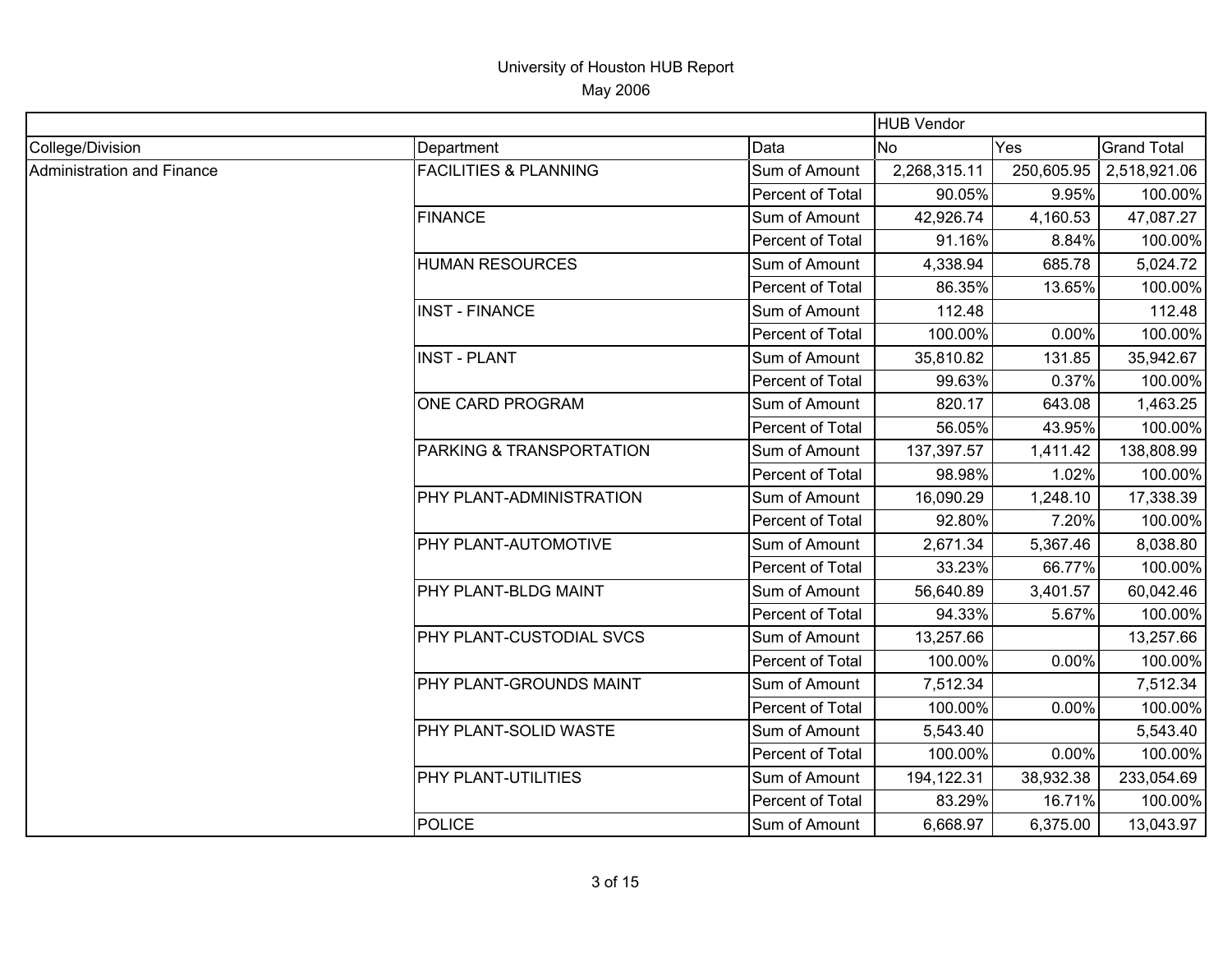# University of Houston HUB Report

May 2006

| | | | HUB Vendor | | |
|---|---|---|---|---|---|
| College/Division | Department | Data | No | Yes | Grand Total |
| Administration and Finance | FACILITIES & PLANNING | Sum of Amount | 2,268,315.11 | 250,605.95 | 2,518,921.06 |
| | | Percent of Total | 90.05% | 9.95% | 100.00% |
| | FINANCE | Sum of Amount | 42,926.74 | 4,160.53 | 47,087.27 |
| | | Percent of Total | 91.16% | 8.84% | 100.00% |
| | HUMAN RESOURCES | Sum of Amount | 4,338.94 | 685.78 | 5,024.72 |
| | | Percent of Total | 86.35% | 13.65% | 100.00% |
| | INST - FINANCE | Sum of Amount | 112.48 | | 112.48 |
| | | Percent of Total | 100.00% | 0.00% | 100.00% |
| | INST - PLANT | Sum of Amount | 35,810.82 | 131.85 | 35,942.67 |
| | | Percent of Total | 99.63% | 0.37% | 100.00% |
| | ONE CARD PROGRAM | Sum of Amount | 820.17 | 643.08 | 1,463.25 |
| | | Percent of Total | 56.05% | 43.95% | 100.00% |
| | PARKING & TRANSPORTATION | Sum of Amount | 137,397.57 | 1,411.42 | 138,808.99 |
| | | Percent of Total | 98.98% | 1.02% | 100.00% |
| | PHY PLANT-ADMINISTRATION | Sum of Amount | 16,090.29 | 1,248.10 | 17,338.39 |
| | | Percent of Total | 92.80% | 7.20% | 100.00% |
| | PHY PLANT-AUTOMOTIVE | Sum of Amount | 2,671.34 | 5,367.46 | 8,038.80 |
| | | Percent of Total | 33.23% | 66.77% | 100.00% |
| | PHY PLANT-BLDG MAINT | Sum of Amount | 56,640.89 | 3,401.57 | 60,042.46 |
| | | Percent of Total | 94.33% | 5.67% | 100.00% |
| | PHY PLANT-CUSTODIAL SVCS | Sum of Amount | 13,257.66 | | 13,257.66 |
| | | Percent of Total | 100.00% | 0.00% | 100.00% |
| | PHY PLANT-GROUNDS MAINT | Sum of Amount | 7,512.34 | | 7,512.34 |
| | | Percent of Total | 100.00% | 0.00% | 100.00% |
| | PHY PLANT-SOLID WASTE | Sum of Amount | 5,543.40 | | 5,543.40 |
| | | Percent of Total | 100.00% | 0.00% | 100.00% |
| | PHY PLANT-UTILITIES | Sum of Amount | 194,122.31 | 38,932.38 | 233,054.69 |
| | | Percent of Total | 83.29% | 16.71% | 100.00% |
| | POLICE | Sum of Amount | 6,668.97 | 6,375.00 | 13,043.97 |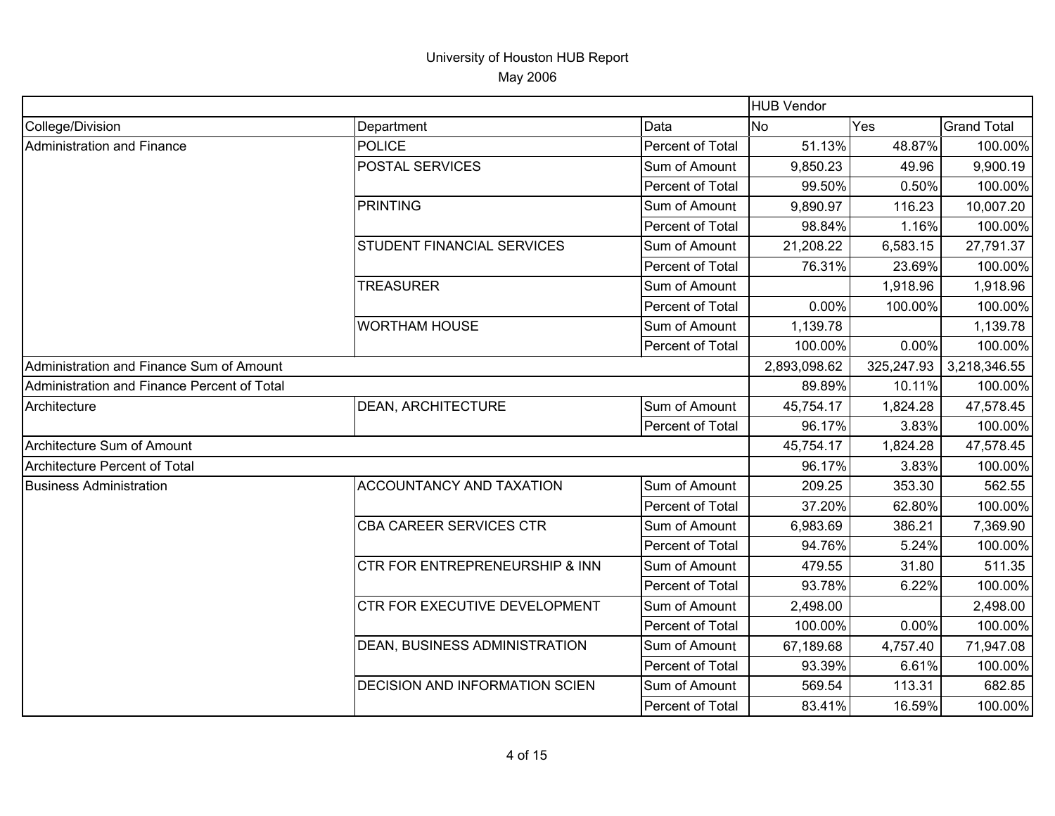# University of Houston HUB Report

May 2006

| | | | HUB Vendor | | |
|---|---|---|---|---|---|
| College/Division | Department | Data | No | Yes | Grand Total |
| Administration and Finance | POLICE | Percent of Total | 51.13% | 48.87% | 100.00% |
| | POSTAL SERVICES | Sum of Amount | 9,850.23 | 49.96 | 9,900.19 |
| | | Percent of Total | 99.50% | 0.50% | 100.00% |
| | PRINTING | Sum of Amount | 9,890.97 | 116.23 | 10,007.20 |
| | | Percent of Total | 98.84% | 1.16% | 100.00% |
| | STUDENT FINANCIAL SERVICES | Sum of Amount | 21,208.22 | 6,583.15 | 27,791.37 |
| | | Percent of Total | 76.31% | 23.69% | 100.00% |
| | TREASURER | Sum of Amount | | 1,918.96 | 1,918.96 |
| | | Percent of Total | 0.00% | 100.00% | 100.00% |
| | WORTHAM HOUSE | Sum of Amount | 1,139.78 | | 1,139.78 |
| | | Percent of Total | 100.00% | 0.00% | 100.00% |
| Administration and Finance Sum of Amount | | | 2,893,098.62 | 325,247.93 | 3,218,346.55 |
| Administration and Finance Percent of Total | | | 89.89% | 10.11% | 100.00% |
| Architecture | DEAN, ARCHITECTURE | Sum of Amount | 45,754.17 | 1,824.28 | 47,578.45 |
| | | Percent of Total | 96.17% | 3.83% | 100.00% |
| Architecture Sum of Amount | | | 45,754.17 | 1,824.28 | 47,578.45 |
| Architecture Percent of Total | | | 96.17% | 3.83% | 100.00% |
| Business Administration | ACCOUNTANCY AND TAXATION | Sum of Amount | 209.25 | 353.30 | 562.55 |
| | | Percent of Total | 37.20% | 62.80% | 100.00% |
| | CBA CAREER SERVICES CTR | Sum of Amount | 6,983.69 | 386.21 | 7,369.90 |
| | | Percent of Total | 94.76% | 5.24% | 100.00% |
| | CTR FOR ENTREPRENEURSHIP & INN | Sum of Amount | 479.55 | 31.80 | 511.35 |
| | | Percent of Total | 93.78% | 6.22% | 100.00% |
| | CTR FOR EXECUTIVE DEVELOPMENT | Sum of Amount | 2,498.00 | | 2,498.00 |
| | | Percent of Total | 100.00% | 0.00% | 100.00% |
| | DEAN, BUSINESS ADMINISTRATION | Sum of Amount | 67,189.68 | 4,757.40 | 71,947.08 |
| | | Percent of Total | 93.39% | 6.61% | 100.00% |
| | DECISION AND INFORMATION SCIEN | Sum of Amount | 569.54 | 113.31 | 682.85 |
| | | Percent of Total | 83.41% | 16.59% | 100.00% |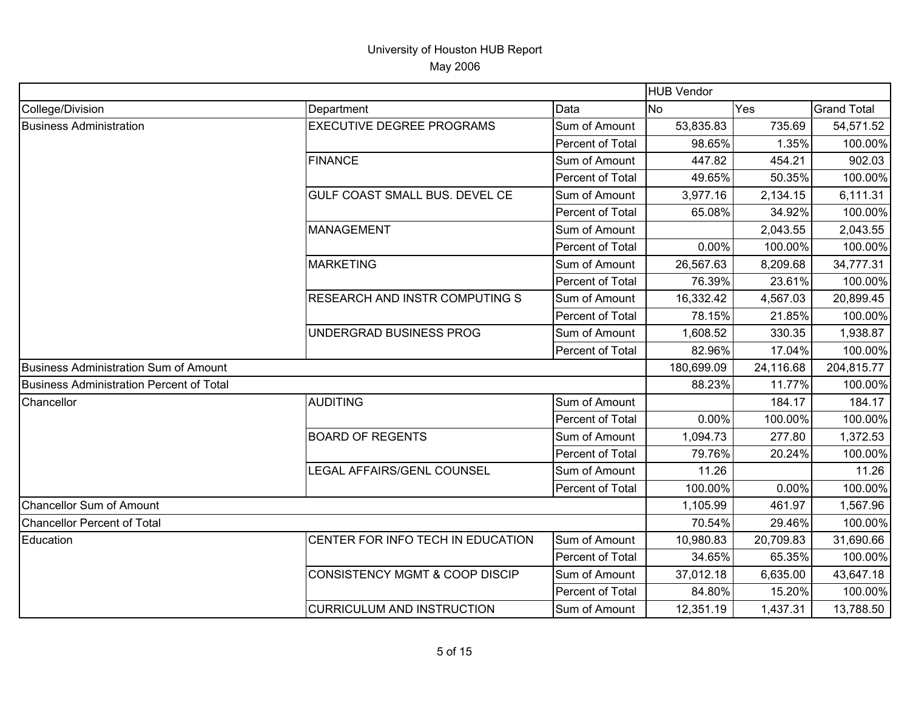# University of Houston HUB Report

May 2006

| | | | HUB Vendor | | |
|---|---|---|---|---|---|
| College/Division | Department | Data | No | Yes | Grand Total |
| Business Administration | EXECUTIVE DEGREE PROGRAMS | Sum of Amount | 53,835.83 | 735.69 | 54,571.52 |
| | | Percent of Total | 98.65% | 1.35% | 100.00% |
| | FINANCE | Sum of Amount | 447.82 | 454.21 | 902.03 |
| | | Percent of Total | 49.65% | 50.35% | 100.00% |
| | GULF COAST SMALL BUS. DEVEL CE | Sum of Amount | 3,977.16 | 2,134.15 | 6,111.31 |
| | | Percent of Total | 65.08% | 34.92% | 100.00% |
| | MANAGEMENT | Sum of Amount | | 2,043.55 | 2,043.55 |
| | | Percent of Total | 0.00% | 100.00% | 100.00% |
| | MARKETING | Sum of Amount | 26,567.63 | 8,209.68 | 34,777.31 |
| | | Percent of Total | 76.39% | 23.61% | 100.00% |
| | RESEARCH AND INSTR COMPUTING S | Sum of Amount | 16,332.42 | 4,567.03 | 20,899.45 |
| | | Percent of Total | 78.15% | 21.85% | 100.00% |
| | UNDERGRAD BUSINESS PROG | Sum of Amount | 1,608.52 | 330.35 | 1,938.87 |
| | | Percent of Total | 82.96% | 17.04% | 100.00% |
| Business Administration Sum of Amount | | | 180,699.09 | 24,116.68 | 204,815.77 |
| Business Administration Percent of Total | | | 88.23% | 11.77% | 100.00% |
| Chancellor | AUDITING | Sum of Amount | | 184.17 | 184.17 |
| | | Percent of Total | 0.00% | 100.00% | 100.00% |
| | BOARD OF REGENTS | Sum of Amount | 1,094.73 | 277.80 | 1,372.53 |
| | | Percent of Total | 79.76% | 20.24% | 100.00% |
| | LEGAL AFFAIRS/GENL COUNSEL | Sum of Amount | 11.26 | | 11.26 |
| | | Percent of Total | 100.00% | 0.00% | 100.00% |
| Chancellor Sum of Amount | | | 1,105.99 | 461.97 | 1,567.96 |
| Chancellor Percent of Total | | | 70.54% | 29.46% | 100.00% |
| Education | CENTER FOR INFO TECH IN EDUCATION | Sum of Amount | 10,980.83 | 20,709.83 | 31,690.66 |
| | | Percent of Total | 34.65% | 65.35% | 100.00% |
| | CONSISTENCY MGMT & COOP DISCIP | Sum of Amount | 37,012.18 | 6,635.00 | 43,647.18 |
| | | Percent of Total | 84.80% | 15.20% | 100.00% |
| | CURRICULUM AND INSTRUCTION | Sum of Amount | 12,351.19 | 1,437.31 | 13,788.50 |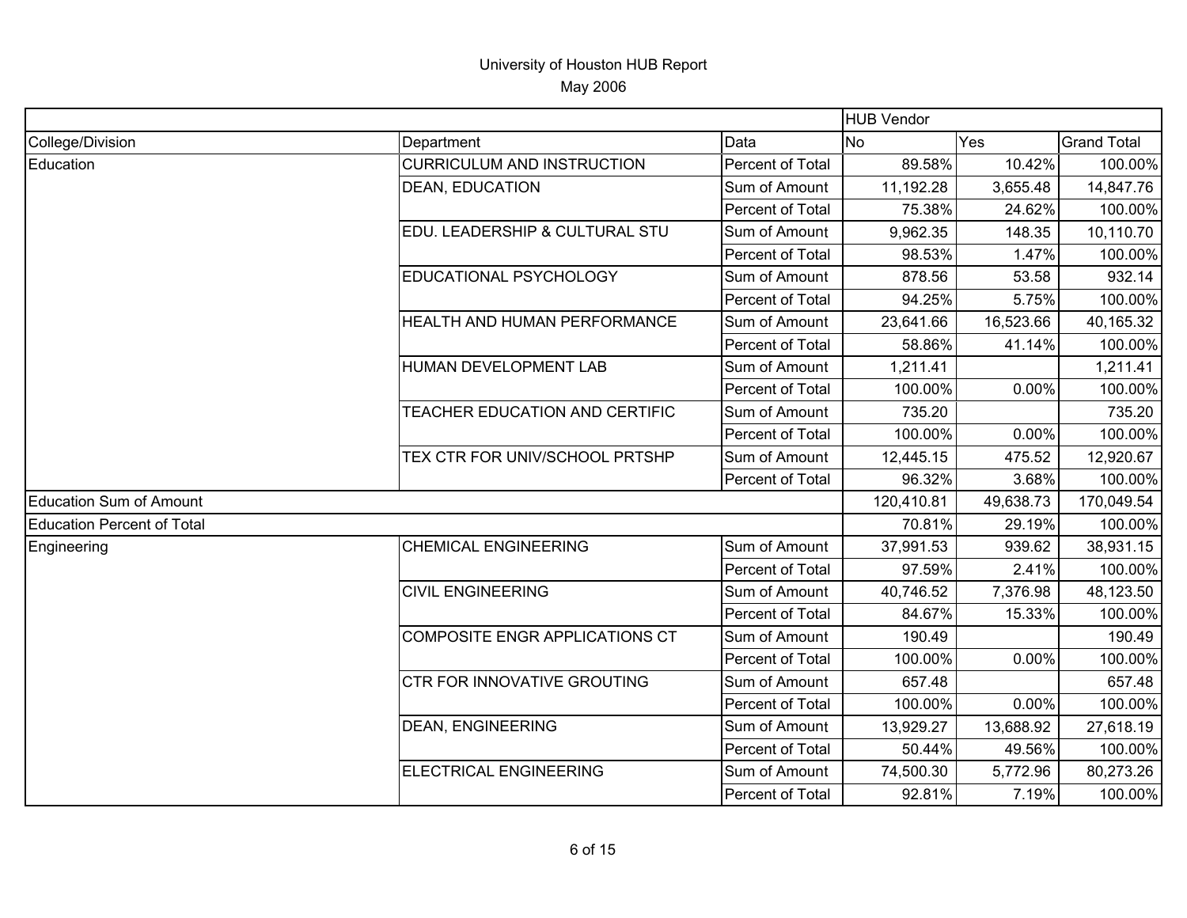# University of Houston HUB Report

May 2006

| | | | HUB Vendor | | |
|---|---|---|---|---|---|
| College/Division | Department | Data | No | Yes | Grand Total |
| Education | CURRICULUM AND INSTRUCTION | Percent of Total | 89.58% | 10.42% | 100.00% |
| | DEAN, EDUCATION | Sum of Amount | 11,192.28 | 3,655.48 | 14,847.76 |
| | | Percent of Total | 75.38% | 24.62% | 100.00% |
| | EDU. LEADERSHIP & CULTURAL STU | Sum of Amount | 9,962.35 | 148.35 | 10,110.70 |
| | | Percent of Total | 98.53% | 1.47% | 100.00% |
| | EDUCATIONAL PSYCHOLOGY | Sum of Amount | 878.56 | 53.58 | 932.14 |
| | | Percent of Total | 94.25% | 5.75% | 100.00% |
| | HEALTH AND HUMAN PERFORMANCE | Sum of Amount | 23,641.66 | 16,523.66 | 40,165.32 |
| | | Percent of Total | 58.86% | 41.14% | 100.00% |
| | HUMAN DEVELOPMENT LAB | Sum of Amount | 1,211.41 | | 1,211.41 |
| | | Percent of Total | 100.00% | 0.00% | 100.00% |
| | TEACHER EDUCATION AND CERTIFIC | Sum of Amount | 735.20 | | 735.20 |
| | | Percent of Total | 100.00% | 0.00% | 100.00% |
| | TEX CTR FOR UNIV/SCHOOL PRTSHP | Sum of Amount | 12,445.15 | 475.52 | 12,920.67 |
| | | Percent of Total | 96.32% | 3.68% | 100.00% |
| Education Sum of Amount | | | 120,410.81 | 49,638.73 | 170,049.54 |
| Education Percent of Total | | | 70.81% | 29.19% | 100.00% |
| Engineering | CHEMICAL ENGINEERING | Sum of Amount | 37,991.53 | 939.62 | 38,931.15 |
| | | Percent of Total | 97.59% | 2.41% | 100.00% |
| | CIVIL ENGINEERING | Sum of Amount | 40,746.52 | 7,376.98 | 48,123.50 |
| | | Percent of Total | 84.67% | 15.33% | 100.00% |
| | COMPOSITE ENGR APPLICATIONS CT | Sum of Amount | 190.49 | | 190.49 |
| | | Percent of Total | 100.00% | 0.00% | 100.00% |
| | CTR FOR INNOVATIVE GROUTING | Sum of Amount | 657.48 | | 657.48 |
| | | Percent of Total | 100.00% | 0.00% | 100.00% |
| | DEAN, ENGINEERING | Sum of Amount | 13,929.27 | 13,688.92 | 27,618.19 |
| | | Percent of Total | 50.44% | 49.56% | 100.00% |
| | ELECTRICAL ENGINEERING | Sum of Amount | 74,500.30 | 5,772.96 | 80,273.26 |
| | | Percent of Total | 92.81% | 7.19% | 100.00% |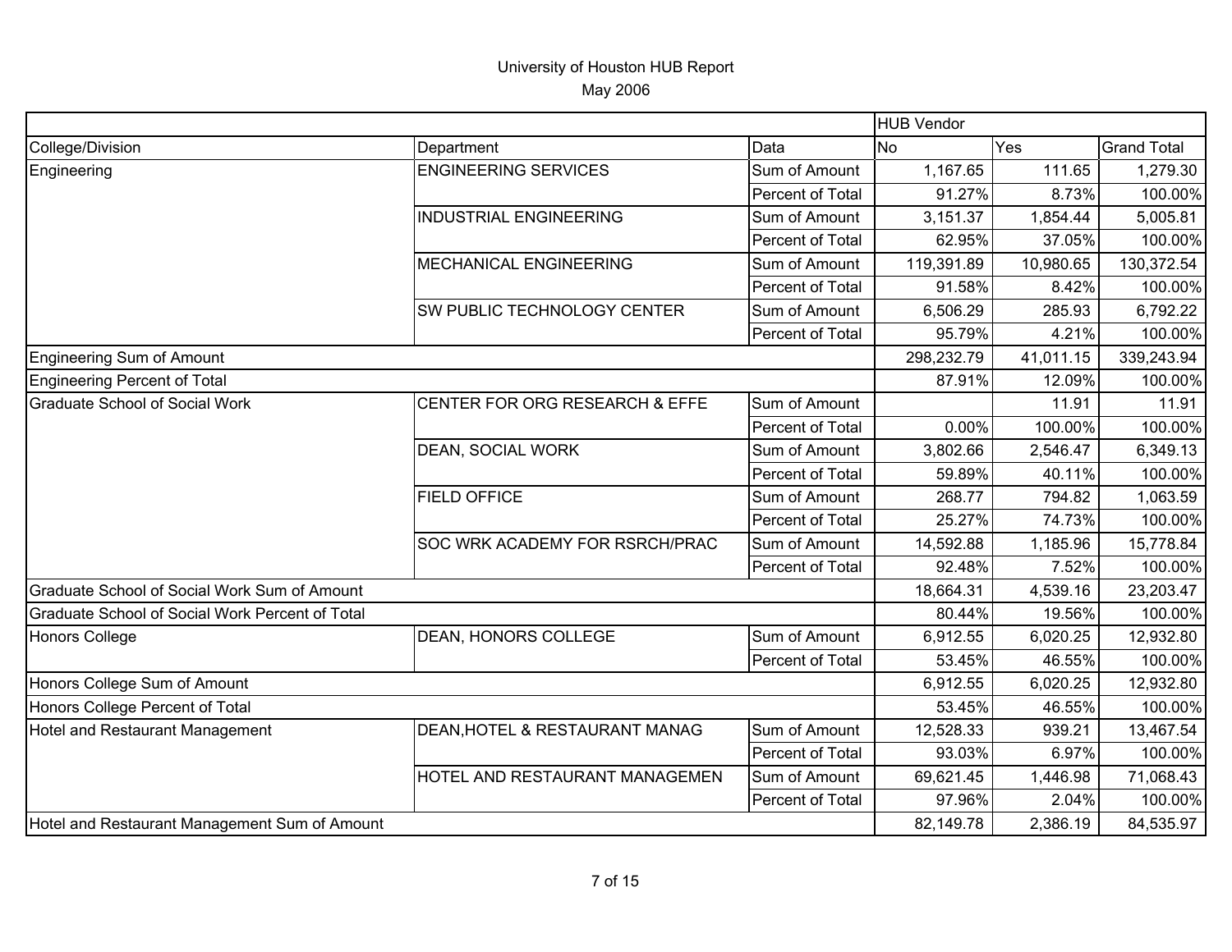University of Houston HUB Report

May 2006

| | | | HUB Vendor | | |
|---|---|---|---|---|---|
| College/Division | Department | Data | No | Yes | Grand Total |
| Engineering | ENGINEERING SERVICES | Sum of Amount | 1,167.65 | 111.65 | 1,279.30 |
| | | Percent of Total | 91.27% | 8.73% | 100.00% |
| | INDUSTRIAL ENGINEERING | Sum of Amount | 3,151.37 | 1,854.44 | 5,005.81 |
| | | Percent of Total | 62.95% | 37.05% | 100.00% |
| | MECHANICAL ENGINEERING | Sum of Amount | 119,391.89 | 10,980.65 | 130,372.54 |
| | | Percent of Total | 91.58% | 8.42% | 100.00% |
| | SW PUBLIC TECHNOLOGY CENTER | Sum of Amount | 6,506.29 | 285.93 | 6,792.22 |
| | | Percent of Total | 95.79% | 4.21% | 100.00% |
| Engineering Sum of Amount | | | 298,232.79 | 41,011.15 | 339,243.94 |
| Engineering Percent of Total | | | 87.91% | 12.09% | 100.00% |
| Graduate School of Social Work | CENTER FOR ORG RESEARCH & EFFE | Sum of Amount | | 11.91 | 11.91 |
| | | Percent of Total | 0.00% | 100.00% | 100.00% |
| | DEAN, SOCIAL WORK | Sum of Amount | 3,802.66 | 2,546.47 | 6,349.13 |
| | | Percent of Total | 59.89% | 40.11% | 100.00% |
| | FIELD OFFICE | Sum of Amount | 268.77 | 794.82 | 1,063.59 |
| | | Percent of Total | 25.27% | 74.73% | 100.00% |
| | SOC WRK ACADEMY FOR RSRCH/PRAC | Sum of Amount | 14,592.88 | 1,185.96 | 15,778.84 |
| | | Percent of Total | 92.48% | 7.52% | 100.00% |
| Graduate School of Social Work Sum of Amount | | | 18,664.31 | 4,539.16 | 23,203.47 |
| Graduate School of Social Work Percent of Total | | | 80.44% | 19.56% | 100.00% |
| Honors College | DEAN, HONORS COLLEGE | Sum of Amount | 6,912.55 | 6,020.25 | 12,932.80 |
| | | Percent of Total | 53.45% | 46.55% | 100.00% |
| Honors College Sum of Amount | | | 6,912.55 | 6,020.25 | 12,932.80 |
| Honors College Percent of Total | | | 53.45% | 46.55% | 100.00% |
| Hotel and Restaurant Management | DEAN,HOTEL & RESTAURANT MANAG | Sum of Amount | 12,528.33 | 939.21 | 13,467.54 |
| | | Percent of Total | 93.03% | 6.97% | 100.00% |
| | HOTEL AND RESTAURANT MANAGEMEN | Sum of Amount | 69,621.45 | 1,446.98 | 71,068.43 |
| | | Percent of Total | 97.96% | 2.04% | 100.00% |
| Hotel and Restaurant Management Sum of Amount | | | 82,149.78 | 2,386.19 | 84,535.97 |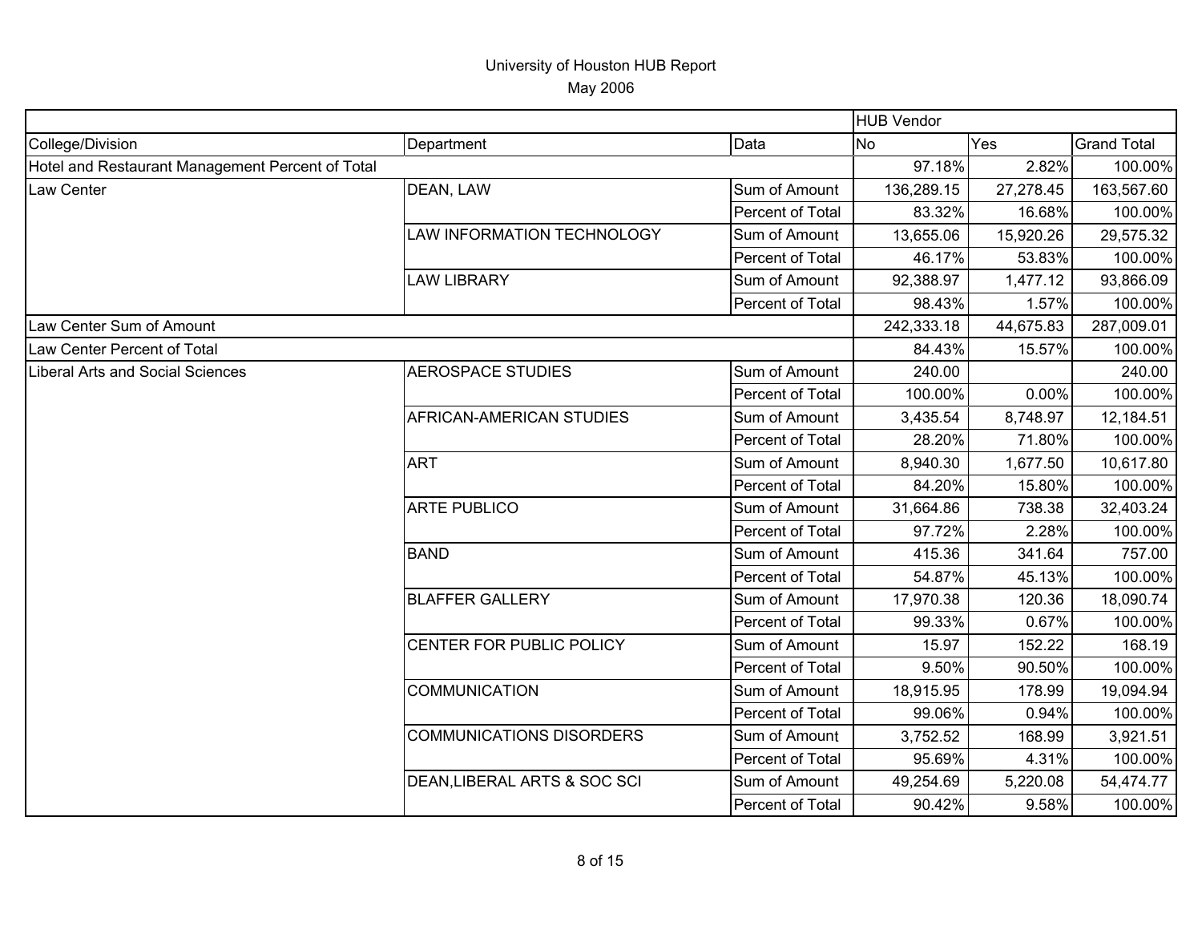# University of Houston HUB Report

May 2006

| | | | HUB Vendor | | |
|---|---|---|---|---|---|
| College/Division | Department | Data | No | Yes | Grand Total |
| Hotel and Restaurant Management Percent of Total | | | 97.18% | 2.82% | 100.00% |
| Law Center | DEAN, LAW | Sum of Amount | 136,289.15 | 27,278.45 | 163,567.60 |
| | | Percent of Total | 83.32% | 16.68% | 100.00% |
| | LAW INFORMATION TECHNOLOGY | Sum of Amount | 13,655.06 | 15,920.26 | 29,575.32 |
| | | Percent of Total | 46.17% | 53.83% | 100.00% |
| | LAW LIBRARY | Sum of Amount | 92,388.97 | 1,477.12 | 93,866.09 |
| | | Percent of Total | 98.43% | 1.57% | 100.00% |
| Law Center Sum of Amount | | | 242,333.18 | 44,675.83 | 287,009.01 |
| Law Center Percent of Total | | | 84.43% | 15.57% | 100.00% |
| Liberal Arts and Social Sciences | AEROSPACE STUDIES | Sum of Amount | 240.00 | | 240.00 |
| | | Percent of Total | 100.00% | 0.00% | 100.00% |
| | AFRICAN-AMERICAN STUDIES | Sum of Amount | 3,435.54 | 8,748.97 | 12,184.51 |
| | | Percent of Total | 28.20% | 71.80% | 100.00% |
| | ART | Sum of Amount | 8,940.30 | 1,677.50 | 10,617.80 |
| | | Percent of Total | 84.20% | 15.80% | 100.00% |
| | ARTE PUBLICO | Sum of Amount | 31,664.86 | 738.38 | 32,403.24 |
| | | Percent of Total | 97.72% | 2.28% | 100.00% |
| | BAND | Sum of Amount | 415.36 | 341.64 | 757.00 |
| | | Percent of Total | 54.87% | 45.13% | 100.00% |
| | BLAFFER GALLERY | Sum of Amount | 17,970.38 | 120.36 | 18,090.74 |
| | | Percent of Total | 99.33% | 0.67% | 100.00% |
| | CENTER FOR PUBLIC POLICY | Sum of Amount | 15.97 | 152.22 | 168.19 |
| | | Percent of Total | 9.50% | 90.50% | 100.00% |
| | COMMUNICATION | Sum of Amount | 18,915.95 | 178.99 | 19,094.94 |
| | | Percent of Total | 99.06% | 0.94% | 100.00% |
| | COMMUNICATIONS DISORDERS | Sum of Amount | 3,752.52 | 168.99 | 3,921.51 |
| | | Percent of Total | 95.69% | 4.31% | 100.00% |
| | DEAN,LIBERAL ARTS & SOC SCI | Sum of Amount | 49,254.69 | 5,220.08 | 54,474.77 |
| | | Percent of Total | 90.42% | 9.58% | 100.00% |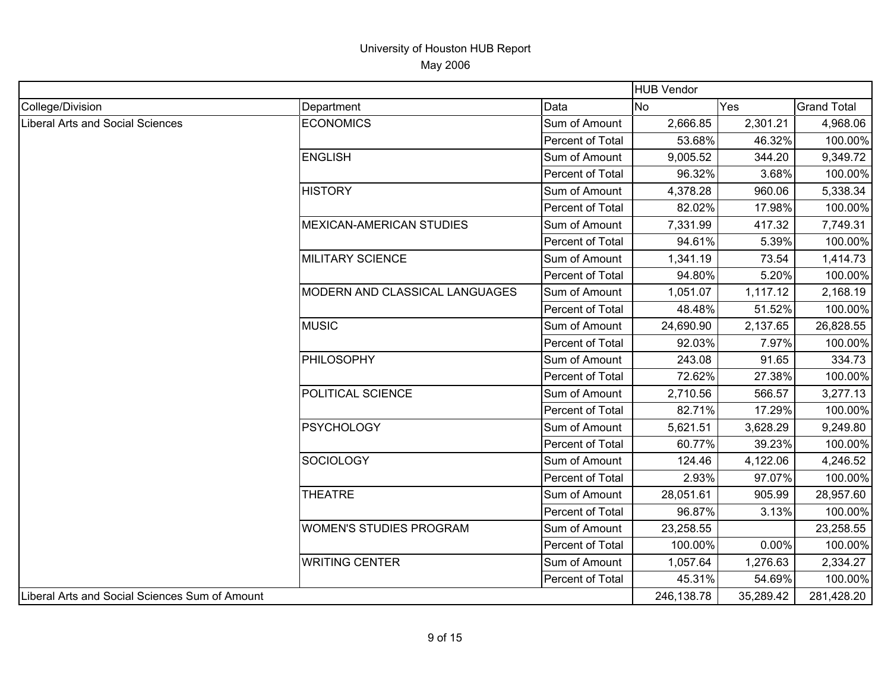# University of Houston HUB Report

May 2006

| | | | HUB Vendor | | |
|---|---|---|---|---|---|
| College/Division | Department | Data | No | Yes | Grand Total |
| Liberal Arts and Social Sciences | ECONOMICS | Sum of Amount | 2,666.85 | 2,301.21 | 4,968.06 |
| | | Percent of Total | 53.68% | 46.32% | 100.00% |
| | ENGLISH | Sum of Amount | 9,005.52 | 344.20 | 9,349.72 |
| | | Percent of Total | 96.32% | 3.68% | 100.00% |
| | HISTORY | Sum of Amount | 4,378.28 | 960.06 | 5,338.34 |
| | | Percent of Total | 82.02% | 17.98% | 100.00% |
| | MEXICAN-AMERICAN STUDIES | Sum of Amount | 7,331.99 | 417.32 | 7,749.31 |
| | | Percent of Total | 94.61% | 5.39% | 100.00% |
| | MILITARY SCIENCE | Sum of Amount | 1,341.19 | 73.54 | 1,414.73 |
| | | Percent of Total | 94.80% | 5.20% | 100.00% |
| | MODERN AND CLASSICAL LANGUAGES | Sum of Amount | 1,051.07 | 1,117.12 | 2,168.19 |
| | | Percent of Total | 48.48% | 51.52% | 100.00% |
| | MUSIC | Sum of Amount | 24,690.90 | 2,137.65 | 26,828.55 |
| | | Percent of Total | 92.03% | 7.97% | 100.00% |
| | PHILOSOPHY | Sum of Amount | 243.08 | 91.65 | 334.73 |
| | | Percent of Total | 72.62% | 27.38% | 100.00% |
| | POLITICAL SCIENCE | Sum of Amount | 2,710.56 | 566.57 | 3,277.13 |
| | | Percent of Total | 82.71% | 17.29% | 100.00% |
| | PSYCHOLOGY | Sum of Amount | 5,621.51 | 3,628.29 | 9,249.80 |
| | | Percent of Total | 60.77% | 39.23% | 100.00% |
| | SOCIOLOGY | Sum of Amount | 124.46 | 4,122.06 | 4,246.52 |
| | | Percent of Total | 2.93% | 97.07% | 100.00% |
| | THEATRE | Sum of Amount | 28,051.61 | 905.99 | 28,957.60 |
| | | Percent of Total | 96.87% | 3.13% | 100.00% |
| | WOMEN'S STUDIES PROGRAM | Sum of Amount | 23,258.55 | | 23,258.55 |
| | | Percent of Total | 100.00% | 0.00% | 100.00% |
| | WRITING CENTER | Sum of Amount | 1,057.64 | 1,276.63 | 2,334.27 |
| | | Percent of Total | 45.31% | 54.69% | 100.00% |
| Liberal Arts and Social Sciences Sum of Amount | | | 246,138.78 | 35,289.42 | 281,428.20 |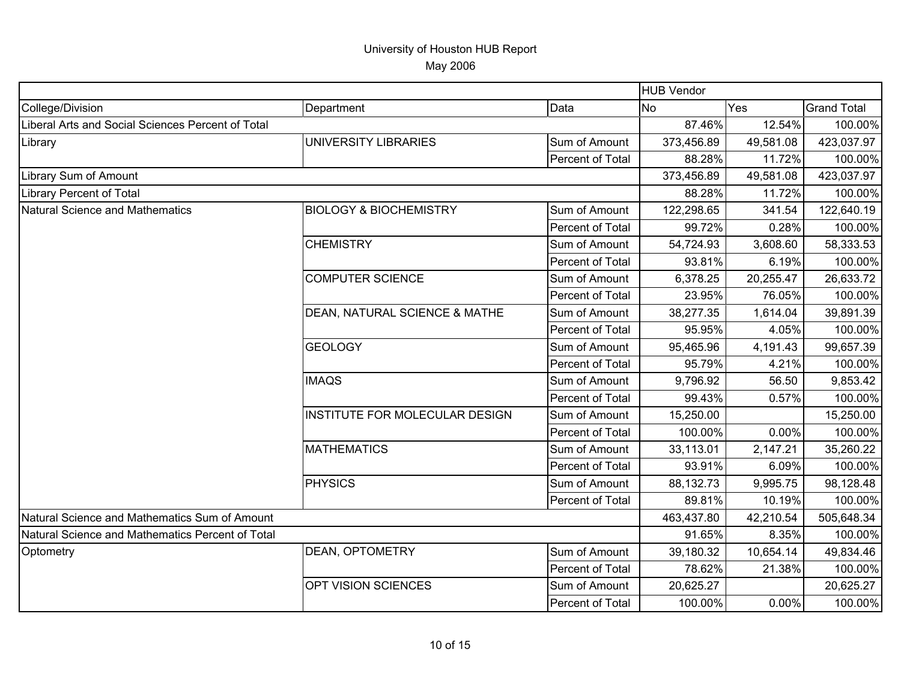# University of Houston HUB Report

May 2006

| | | | HUB Vendor | | |
|---|---|---|---|---|---|
| College/Division | Department | Data | No | Yes | Grand Total |
| Liberal Arts and Social Sciences Percent of Total | | | 87.46% | 12.54% | 100.00% |
| Library | UNIVERSITY LIBRARIES | Sum of Amount | 373,456.89 | 49,581.08 | 423,037.97 |
| | | Percent of Total | 88.28% | 11.72% | 100.00% |
| Library Sum of Amount | | | 373,456.89 | 49,581.08 | 423,037.97 |
| Library Percent of Total | | | 88.28% | 11.72% | 100.00% |
| Natural Science and Mathematics | BIOLOGY & BIOCHEMISTRY | Sum of Amount | 122,298.65 | 341.54 | 122,640.19 |
| | | Percent of Total | 99.72% | 0.28% | 100.00% |
| | CHEMISTRY | Sum of Amount | 54,724.93 | 3,608.60 | 58,333.53 |
| | | Percent of Total | 93.81% | 6.19% | 100.00% |
| | COMPUTER SCIENCE | Sum of Amount | 6,378.25 | 20,255.47 | 26,633.72 |
| | | Percent of Total | 23.95% | 76.05% | 100.00% |
| | DEAN, NATURAL SCIENCE & MATHE | Sum of Amount | 38,277.35 | 1,614.04 | 39,891.39 |
| | | Percent of Total | 95.95% | 4.05% | 100.00% |
| | GEOLOGY | Sum of Amount | 95,465.96 | 4,191.43 | 99,657.39 |
| | | Percent of Total | 95.79% | 4.21% | 100.00% |
| | IMAQS | Sum of Amount | 9,796.92 | 56.50 | 9,853.42 |
| | | Percent of Total | 99.43% | 0.57% | 100.00% |
| | INSTITUTE FOR MOLECULAR DESIGN | Sum of Amount | 15,250.00 | | 15,250.00 |
| | | Percent of Total | 100.00% | 0.00% | 100.00% |
| | MATHEMATICS | Sum of Amount | 33,113.01 | 2,147.21 | 35,260.22 |
| | | Percent of Total | 93.91% | 6.09% | 100.00% |
| | PHYSICS | Sum of Amount | 88,132.73 | 9,995.75 | 98,128.48 |
| | | Percent of Total | 89.81% | 10.19% | 100.00% |
| Natural Science and Mathematics Sum of Amount | | | 463,437.80 | 42,210.54 | 505,648.34 |
| Natural Science and Mathematics Percent of Total | | | 91.65% | 8.35% | 100.00% |
| Optometry | DEAN, OPTOMETRY | Sum of Amount | 39,180.32 | 10,654.14 | 49,834.46 |
| | | Percent of Total | 78.62% | 21.38% | 100.00% |
| | OPT VISION SCIENCES | Sum of Amount | 20,625.27 | | 20,625.27 |
| | | Percent of Total | 100.00% | 0.00% | 100.00% |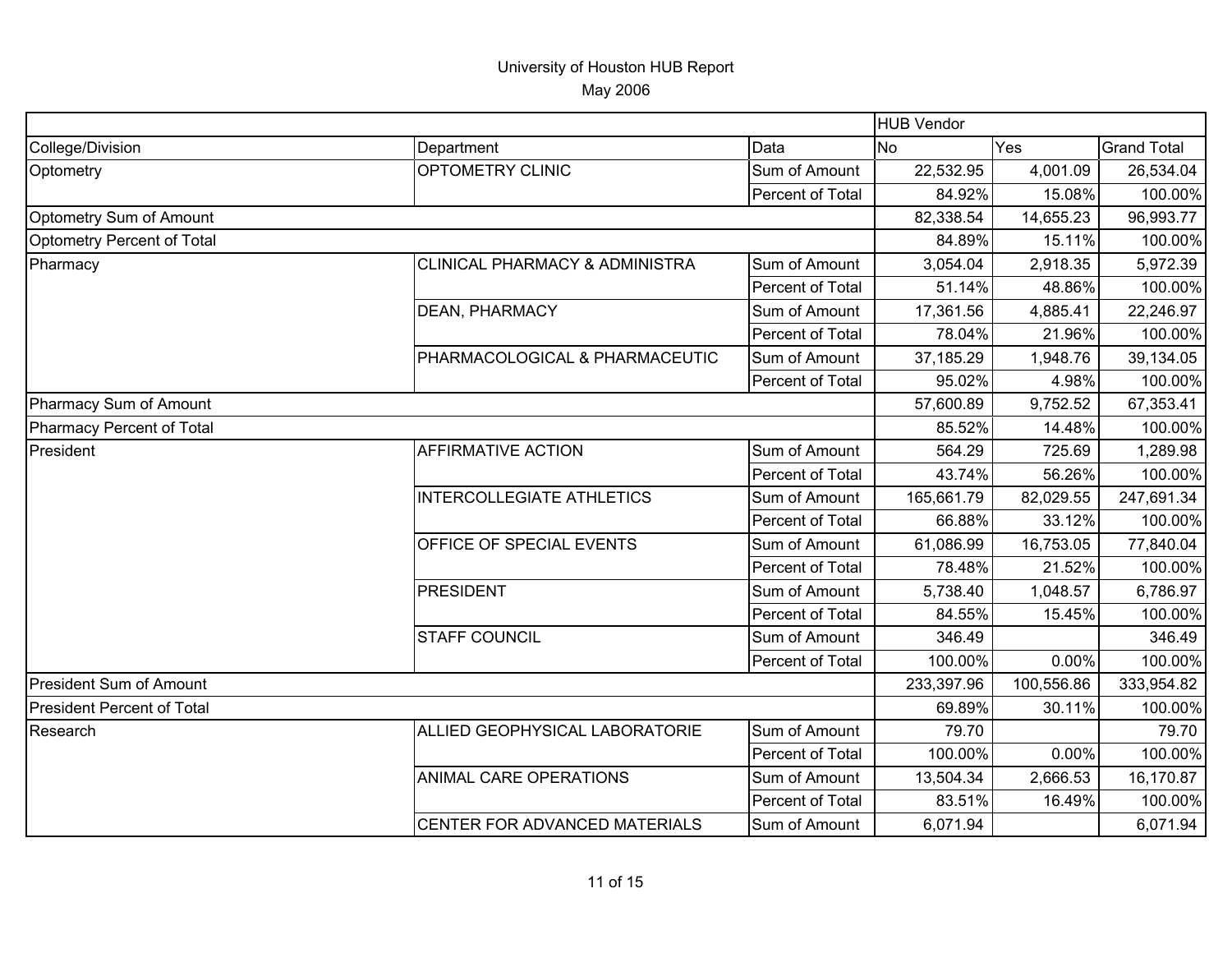# University of Houston HUB Report

May 2006

| | | | HUB Vendor | | |
|---|---|---|---|---|---|
| College/Division | Department | Data | No | Yes | Grand Total |
| Optometry | OPTOMETRY CLINIC | Sum of Amount | 22,532.95 | 4,001.09 | 26,534.04 |
| | | Percent of Total | 84.92% | 15.08% | 100.00% |
| Optometry Sum of Amount | | | 82,338.54 | 14,655.23 | 96,993.77 |
| Optometry Percent of Total | | | 84.89% | 15.11% | 100.00% |
| Pharmacy | CLINICAL PHARMACY & ADMINISTRA | Sum of Amount | 3,054.04 | 2,918.35 | 5,972.39 |
| | | Percent of Total | 51.14% | 48.86% | 100.00% |
| | DEAN, PHARMACY | Sum of Amount | 17,361.56 | 4,885.41 | 22,246.97 |
| | | Percent of Total | 78.04% | 21.96% | 100.00% |
| | PHARMACOLOGICAL & PHARMACEUTIC | Sum of Amount | 37,185.29 | 1,948.76 | 39,134.05 |
| | | Percent of Total | 95.02% | 4.98% | 100.00% |
| Pharmacy Sum of Amount | | | 57,600.89 | 9,752.52 | 67,353.41 |
| Pharmacy Percent of Total | | | 85.52% | 14.48% | 100.00% |
| President | AFFIRMATIVE ACTION | Sum of Amount | 564.29 | 725.69 | 1,289.98 |
| | | Percent of Total | 43.74% | 56.26% | 100.00% |
| | INTERCOLLEGIATE ATHLETICS | Sum of Amount | 165,661.79 | 82,029.55 | 247,691.34 |
| | | Percent of Total | 66.88% | 33.12% | 100.00% |
| | OFFICE OF SPECIAL EVENTS | Sum of Amount | 61,086.99 | 16,753.05 | 77,840.04 |
| | | Percent of Total | 78.48% | 21.52% | 100.00% |
| | PRESIDENT | Sum of Amount | 5,738.40 | 1,048.57 | 6,786.97 |
| | | Percent of Total | 84.55% | 15.45% | 100.00% |
| | STAFF COUNCIL | Sum of Amount | 346.49 | | 346.49 |
| | | Percent of Total | 100.00% | 0.00% | 100.00% |
| President Sum of Amount | | | 233,397.96 | 100,556.86 | 333,954.82 |
| President Percent of Total | | | 69.89% | 30.11% | 100.00% |
| Research | ALLIED GEOPHYSICAL LABORATORIE | Sum of Amount | 79.70 | | 79.70 |
| | | Percent of Total | 100.00% | 0.00% | 100.00% |
| | ANIMAL CARE OPERATIONS | Sum of Amount | 13,504.34 | 2,666.53 | 16,170.87 |
| | | Percent of Total | 83.51% | 16.49% | 100.00% |
| | CENTER FOR ADVANCED MATERIALS | Sum of Amount | 6,071.94 | | 6,071.94 |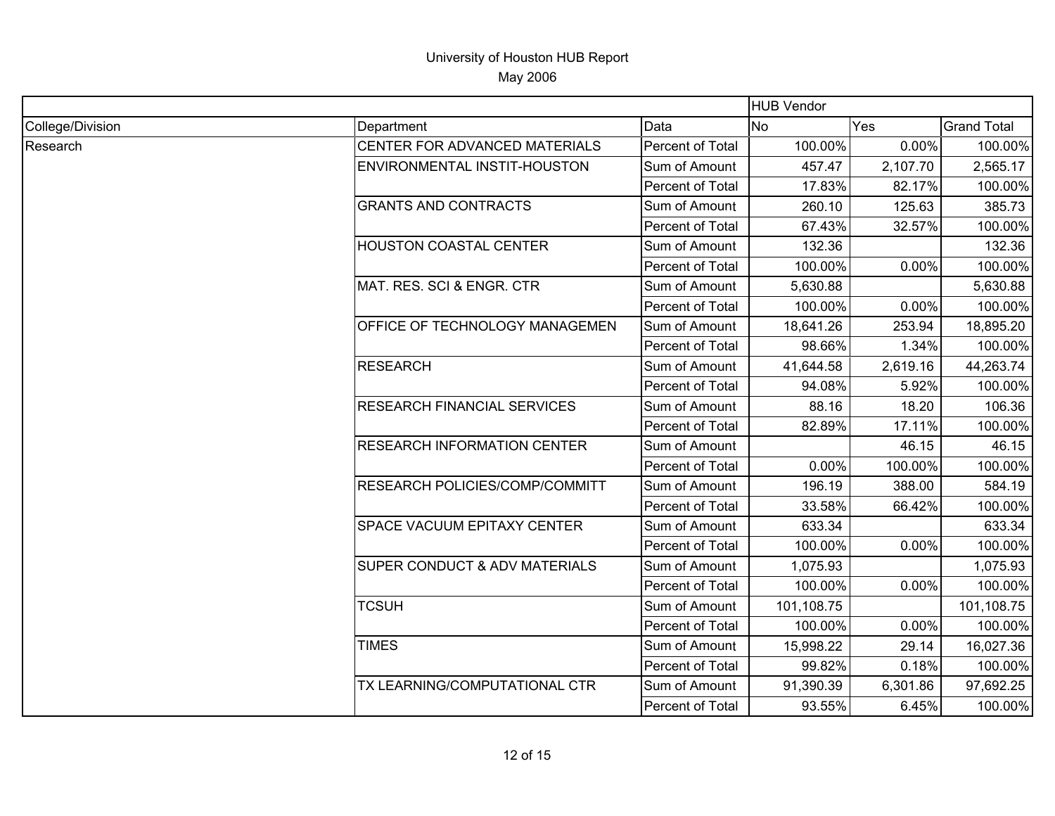University of Houston HUB Report

May 2006

| | | | HUB Vendor | | |
|---|---|---|---|---|---|
| College/Division | Department | Data | No | Yes | Grand Total |
| Research | CENTER FOR ADVANCED MATERIALS | Percent of Total | 100.00% | 0.00% | 100.00% |
| | ENVIRONMENTAL INSTIT-HOUSTON | Sum of Amount | 457.47 | 2,107.70 | 2,565.17 |
| | | Percent of Total | 17.83% | 82.17% | 100.00% |
| | GRANTS AND CONTRACTS | Sum of Amount | 260.10 | 125.63 | 385.73 |
| | | Percent of Total | 67.43% | 32.57% | 100.00% |
| | HOUSTON COASTAL CENTER | Sum of Amount | 132.36 | | 132.36 |
| | | Percent of Total | 100.00% | 0.00% | 100.00% |
| | MAT. RES. SCI & ENGR. CTR | Sum of Amount | 5,630.88 | | 5,630.88 |
| | | Percent of Total | 100.00% | 0.00% | 100.00% |
| | OFFICE OF TECHNOLOGY MANAGEMEN | Sum of Amount | 18,641.26 | 253.94 | 18,895.20 |
| | | Percent of Total | 98.66% | 1.34% | 100.00% |
| | RESEARCH | Sum of Amount | 41,644.58 | 2,619.16 | 44,263.74 |
| | | Percent of Total | 94.08% | 5.92% | 100.00% |
| | RESEARCH FINANCIAL SERVICES | Sum of Amount | 88.16 | 18.20 | 106.36 |
| | | Percent of Total | 82.89% | 17.11% | 100.00% |
| | RESEARCH INFORMATION CENTER | Sum of Amount | | 46.15 | 46.15 |
| | | Percent of Total | 0.00% | 100.00% | 100.00% |
| | RESEARCH POLICIES/COMP/COMMITT | Sum of Amount | 196.19 | 388.00 | 584.19 |
| | | Percent of Total | 33.58% | 66.42% | 100.00% |
| | SPACE VACUUM EPITAXY CENTER | Sum of Amount | 633.34 | | 633.34 |
| | | Percent of Total | 100.00% | 0.00% | 100.00% |
| | SUPER CONDUCT & ADV MATERIALS | Sum of Amount | 1,075.93 | | 1,075.93 |
| | | Percent of Total | 100.00% | 0.00% | 100.00% |
| | TCSUH | Sum of Amount | 101,108.75 | | 101,108.75 |
| | | Percent of Total | 100.00% | 0.00% | 100.00% |
| | TIMES | Sum of Amount | 15,998.22 | 29.14 | 16,027.36 |
| | | Percent of Total | 99.82% | 0.18% | 100.00% |
| | TX LEARNING/COMPUTATIONAL CTR | Sum of Amount | 91,390.39 | 6,301.86 | 97,692.25 |
| | | Percent of Total | 93.55% | 6.45% | 100.00% |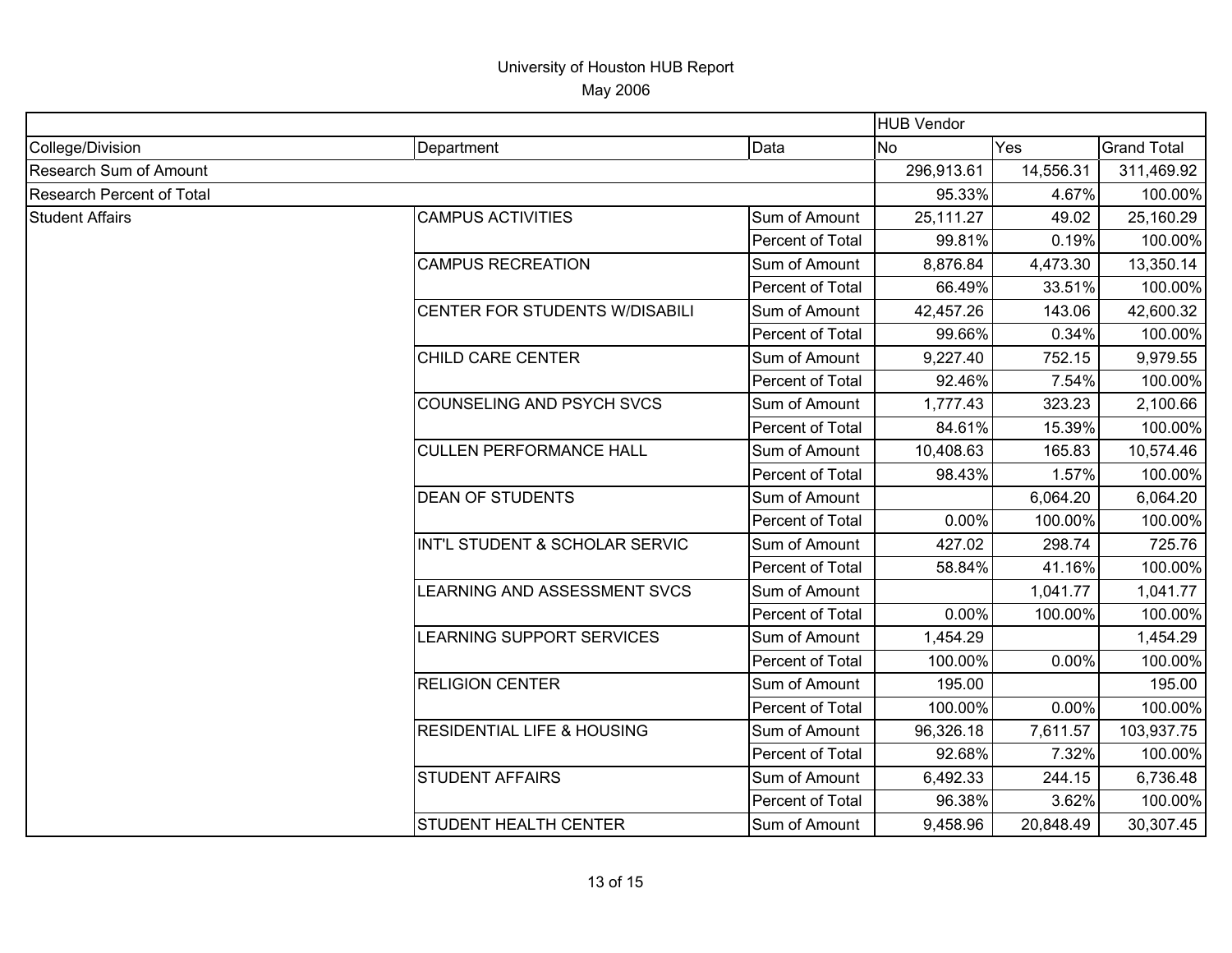University of Houston HUB Report

May 2006

| | | | HUB Vendor | | |
|---|---|---|---|---|---|
| College/Division | Department | Data | No | Yes | Grand Total |
| Research Sum of Amount | | | 296,913.61 | 14,556.31 | 311,469.92 |
| Research Percent of Total | | | 95.33% | 4.67% | 100.00% |
| Student Affairs | CAMPUS ACTIVITIES | Sum of Amount | 25,111.27 | 49.02 | 25,160.29 |
| | | Percent of Total | 99.81% | 0.19% | 100.00% |
| | CAMPUS RECREATION | Sum of Amount | 8,876.84 | 4,473.30 | 13,350.14 |
| | | Percent of Total | 66.49% | 33.51% | 100.00% |
| | CENTER FOR STUDENTS W/DISABILI | Sum of Amount | 42,457.26 | 143.06 | 42,600.32 |
| | | Percent of Total | 99.66% | 0.34% | 100.00% |
| | CHILD CARE CENTER | Sum of Amount | 9,227.40 | 752.15 | 9,979.55 |
| | | Percent of Total | 92.46% | 7.54% | 100.00% |
| | COUNSELING AND PSYCH SVCS | Sum of Amount | 1,777.43 | 323.23 | 2,100.66 |
| | | Percent of Total | 84.61% | 15.39% | 100.00% |
| | CULLEN PERFORMANCE HALL | Sum of Amount | 10,408.63 | 165.83 | 10,574.46 |
| | | Percent of Total | 98.43% | 1.57% | 100.00% |
| | DEAN OF STUDENTS | Sum of Amount | | 6,064.20 | 6,064.20 |
| | | Percent of Total | 0.00% | 100.00% | 100.00% |
| | INT'L STUDENT & SCHOLAR SERVIC | Sum of Amount | 427.02 | 298.74 | 725.76 |
| | | Percent of Total | 58.84% | 41.16% | 100.00% |
| | LEARNING AND ASSESSMENT SVCS | Sum of Amount | | 1,041.77 | 1,041.77 |
| | | Percent of Total | 0.00% | 100.00% | 100.00% |
| | LEARNING SUPPORT SERVICES | Sum of Amount | 1,454.29 | | 1,454.29 |
| | | Percent of Total | 100.00% | 0.00% | 100.00% |
| | RELIGION CENTER | Sum of Amount | 195.00 | | 195.00 |
| | | Percent of Total | 100.00% | 0.00% | 100.00% |
| | RESIDENTIAL LIFE & HOUSING | Sum of Amount | 96,326.18 | 7,611.57 | 103,937.75 |
| | | Percent of Total | 92.68% | 7.32% | 100.00% |
| | STUDENT AFFAIRS | Sum of Amount | 6,492.33 | 244.15 | 6,736.48 |
| | | Percent of Total | 96.38% | 3.62% | 100.00% |
| | STUDENT HEALTH CENTER | Sum of Amount | 9,458.96 | 20,848.49 | 30,307.45 |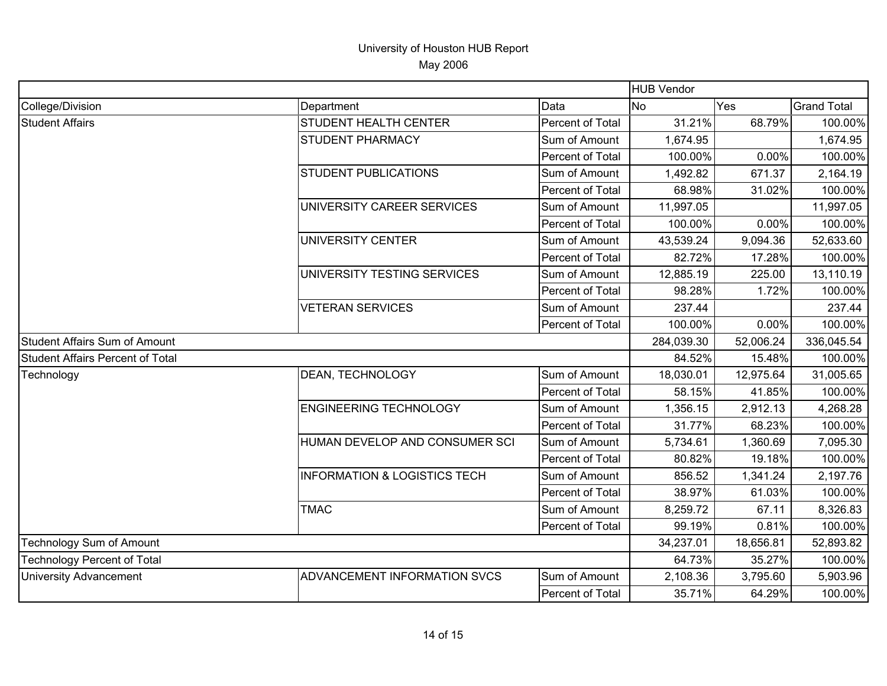# University of Houston HUB Report

May 2006

| | | | HUB Vendor | | |
|---|---|---|---|---|---|
| College/Division | Department | Data | No | Yes | Grand Total |
| Student Affairs | STUDENT HEALTH CENTER | Percent of Total | 31.21% | 68.79% | 100.00% |
| | STUDENT PHARMACY | Sum of Amount | 1,674.95 | | 1,674.95 |
| | | Percent of Total | 100.00% | 0.00% | 100.00% |
| | STUDENT PUBLICATIONS | Sum of Amount | 1,492.82 | 671.37 | 2,164.19 |
| | | Percent of Total | 68.98% | 31.02% | 100.00% |
| | UNIVERSITY CAREER SERVICES | Sum of Amount | 11,997.05 | | 11,997.05 |
| | | Percent of Total | 100.00% | 0.00% | 100.00% |
| | UNIVERSITY CENTER | Sum of Amount | 43,539.24 | 9,094.36 | 52,633.60 |
| | | Percent of Total | 82.72% | 17.28% | 100.00% |
| | UNIVERSITY TESTING SERVICES | Sum of Amount | 12,885.19 | 225.00 | 13,110.19 |
| | | Percent of Total | 98.28% | 1.72% | 100.00% |
| | VETERAN SERVICES | Sum of Amount | 237.44 | | 237.44 |
| | | Percent of Total | 100.00% | 0.00% | 100.00% |
| Student Affairs Sum of Amount | | | 284,039.30 | 52,006.24 | 336,045.54 |
| Student Affairs Percent of Total | | | 84.52% | 15.48% | 100.00% |
| Technology | DEAN, TECHNOLOGY | Sum of Amount | 18,030.01 | 12,975.64 | 31,005.65 |
| | | Percent of Total | 58.15% | 41.85% | 100.00% |
| | ENGINEERING TECHNOLOGY | Sum of Amount | 1,356.15 | 2,912.13 | 4,268.28 |
| | | Percent of Total | 31.77% | 68.23% | 100.00% |
| | HUMAN DEVELOP AND CONSUMER SCI | Sum of Amount | 5,734.61 | 1,360.69 | 7,095.30 |
| | | Percent of Total | 80.82% | 19.18% | 100.00% |
| | INFORMATION & LOGISTICS TECH | Sum of Amount | 856.52 | 1,341.24 | 2,197.76 |
| | | Percent of Total | 38.97% | 61.03% | 100.00% |
| | TMAC | Sum of Amount | 8,259.72 | 67.11 | 8,326.83 |
| | | Percent of Total | 99.19% | 0.81% | 100.00% |
| Technology Sum of Amount | | | 34,237.01 | 18,656.81 | 52,893.82 |
| Technology Percent of Total | | | 64.73% | 35.27% | 100.00% |
| University Advancement | ADVANCEMENT INFORMATION SVCS | Sum of Amount | 2,108.36 | 3,795.60 | 5,903.96 |
| | | Percent of Total | 35.71% | 64.29% | 100.00% |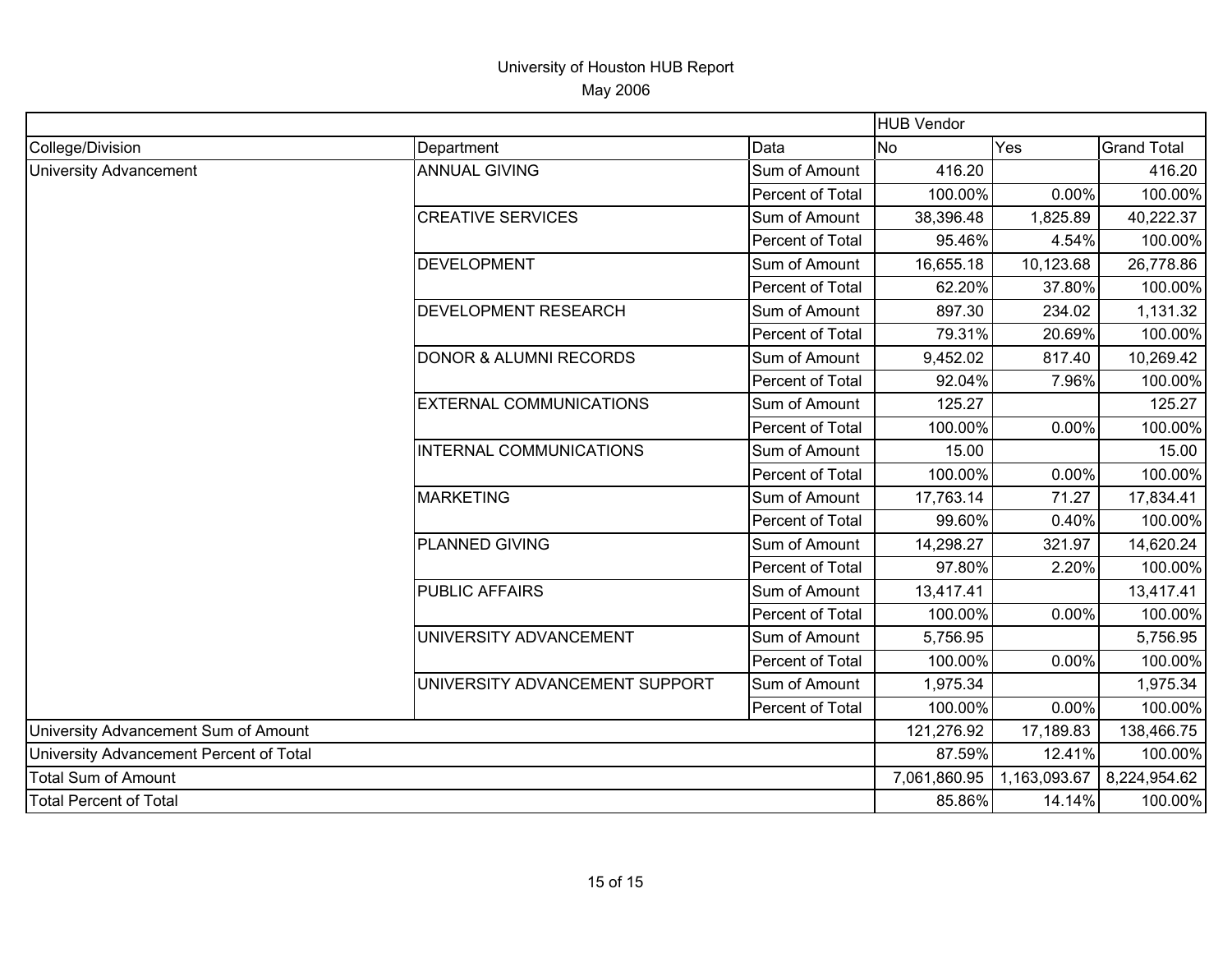# University of Houston HUB Report

May 2006

| | | | HUB Vendor | | |
|---|---|---|---|---|---|
| College/Division | Department | Data | No | Yes | Grand Total |
| University Advancement | ANNUAL GIVING | Sum of Amount | 416.20 | | 416.20 |
| | | Percent of Total | 100.00% | 0.00% | 100.00% |
| | CREATIVE SERVICES | Sum of Amount | 38,396.48 | 1,825.89 | 40,222.37 |
| | | Percent of Total | 95.46% | 4.54% | 100.00% |
| | DEVELOPMENT | Sum of Amount | 16,655.18 | 10,123.68 | 26,778.86 |
| | | Percent of Total | 62.20% | 37.80% | 100.00% |
| | DEVELOPMENT RESEARCH | Sum of Amount | 897.30 | 234.02 | 1,131.32 |
| | | Percent of Total | 79.31% | 20.69% | 100.00% |
| | DONOR & ALUMNI RECORDS | Sum of Amount | 9,452.02 | 817.40 | 10,269.42 |
| | | Percent of Total | 92.04% | 7.96% | 100.00% |
| | EXTERNAL COMMUNICATIONS | Sum of Amount | 125.27 | | 125.27 |
| | | Percent of Total | 100.00% | 0.00% | 100.00% |
| | INTERNAL COMMUNICATIONS | Sum of Amount | 15.00 | | 15.00 |
| | | Percent of Total | 100.00% | 0.00% | 100.00% |
| | MARKETING | Sum of Amount | 17,763.14 | 71.27 | 17,834.41 |
| | | Percent of Total | 99.60% | 0.40% | 100.00% |
| | PLANNED GIVING | Sum of Amount | 14,298.27 | 321.97 | 14,620.24 |
| | | Percent of Total | 97.80% | 2.20% | 100.00% |
| | PUBLIC AFFAIRS | Sum of Amount | 13,417.41 | | 13,417.41 |
| | | Percent of Total | 100.00% | 0.00% | 100.00% |
| | UNIVERSITY ADVANCEMENT | Sum of Amount | 5,756.95 | | 5,756.95 |
| | | Percent of Total | 100.00% | 0.00% | 100.00% |
| | UNIVERSITY ADVANCEMENT SUPPORT | Sum of Amount | 1,975.34 | | 1,975.34 |
| | | Percent of Total | 100.00% | 0.00% | 100.00% |
| University Advancement Sum of Amount | | | 121,276.92 | 17,189.83 | 138,466.75 |
| University Advancement Percent of Total | | | 87.59% | 12.41% | 100.00% |
| Total Sum of Amount | | | 7,061,860.95 | 1,163,093.67 | 8,224,954.62 |
| Total Percent of Total | | | 85.86% | 14.14% | 100.00% |